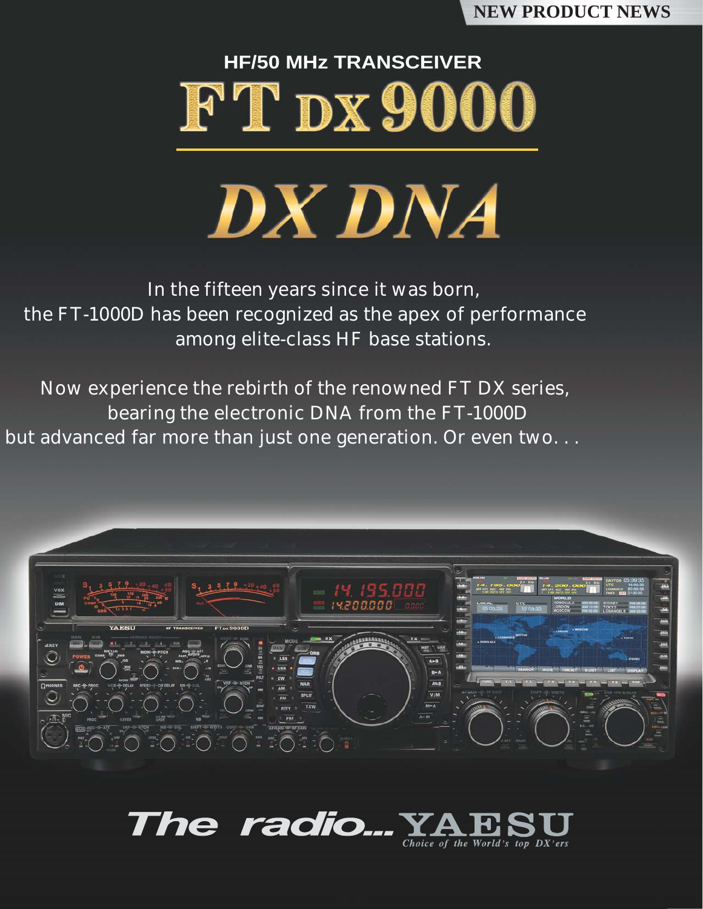NEW PRODUCT NEWS

HF/50 MHz TRANSCEIVER

# FT DX 9000

# DX DNA

In the fifteen years since it was born,
the FT-1000D has been recognized as the apex of performance
among elite-class HF base stations.

Now experience the rebirth of the renowned FT DX series,
bearing the electronic DNA from the FT-1000D
but advanced far more than just one generation. Or even two. . .

**The radio...YAESU**

*Choice of the World's top DX'ers*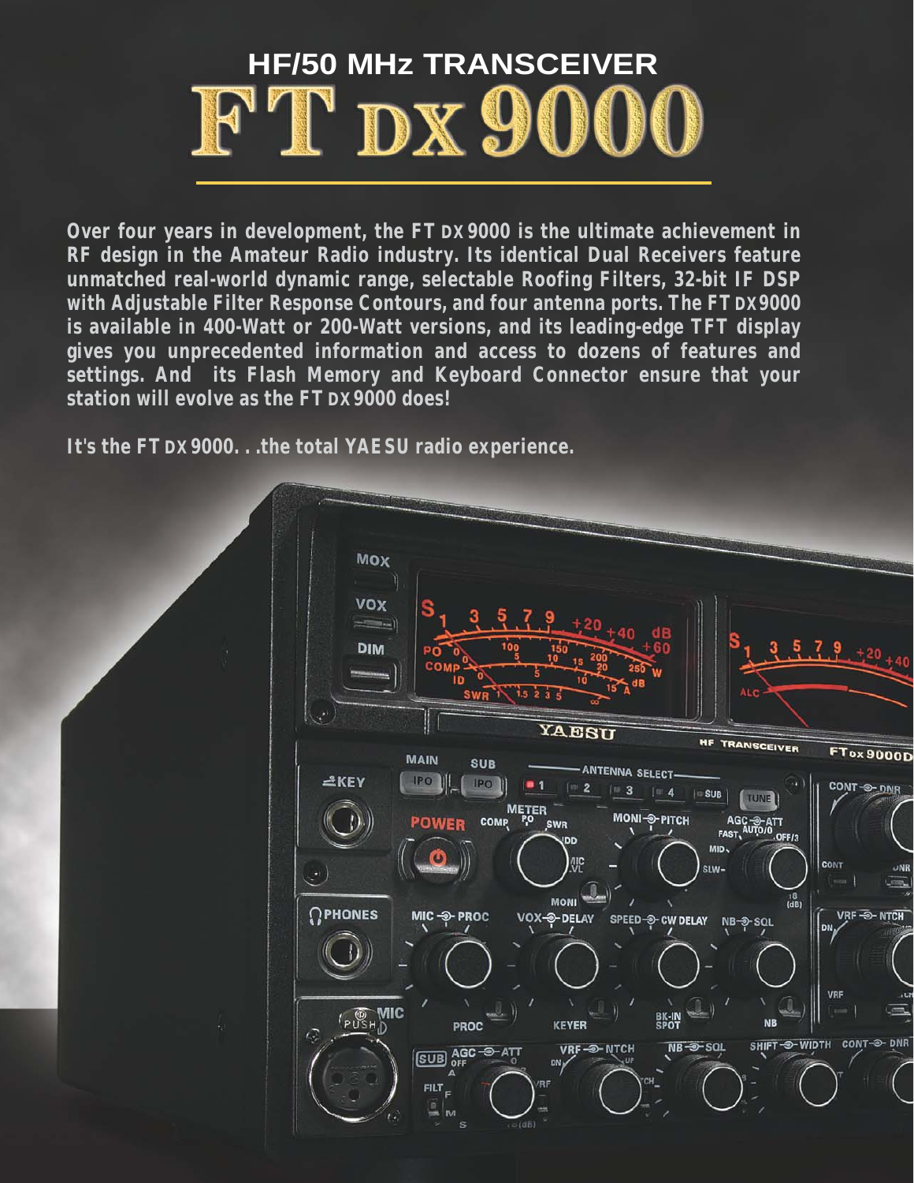# HF/50 MHz TRANSCEIVER

# FT DX 9000

**Over four years in development, the FT DX 9000 is the ultimate achievement in RF design in the Amateur Radio industry. Its identical Dual Receivers feature unmatched real-world dynamic range, selectable Roofing Filters, 32-bit IF DSP with Adjustable Filter Response Contours, and four antenna ports. The FT DX 9000 is available in 400-Watt or 200-Watt versions, and its leading-edge TFT display gives you unprecedented information and access to dozens of features and settings. And its Flash Memory and Keyboard Connector ensure that your station will evolve as the FT DX 9000 does!**

**It's the FT DX 9000. . .the total YAESU radio experience.**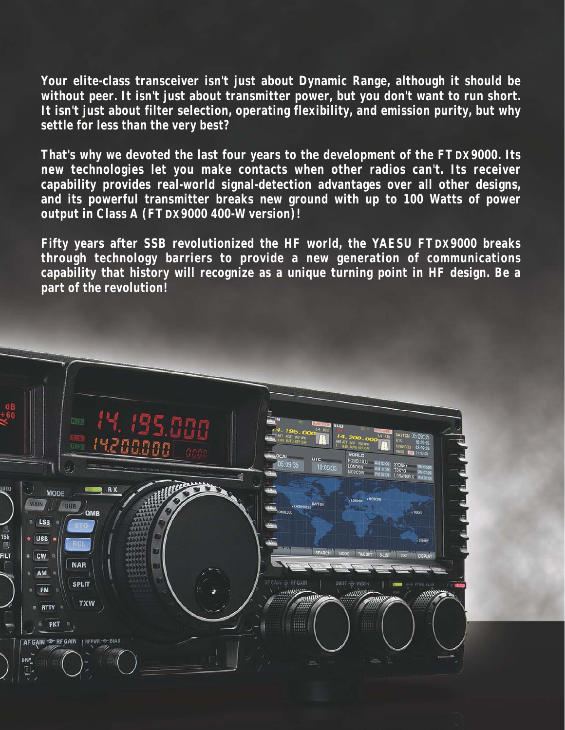**Your elite-class transceiver isn't just about Dynamic Range, although it should be without peer. It isn't just about transmitter power, but you don't want to run short. It isn't just about filter selection, operating flexibility, and emission purity, but why settle for less than the very best?**

**That's why we devoted the last four years to the development of the FT DX 9000. Its new technologies let you make contacts when other radios can't. Its receiver capability provides real-world signal-detection advantages over all other designs, and its powerful transmitter breaks new ground with up to 100 Watts of power output in Class A (FT DX 9000 400-W version)!**

**Fifty years after SSB revolutionized the HF world, the YAESU FT DX 9000 breaks through technology barriers to provide a new generation of communications capability that history will recognize as a unique turning point in HF design. Be a part of the revolution!**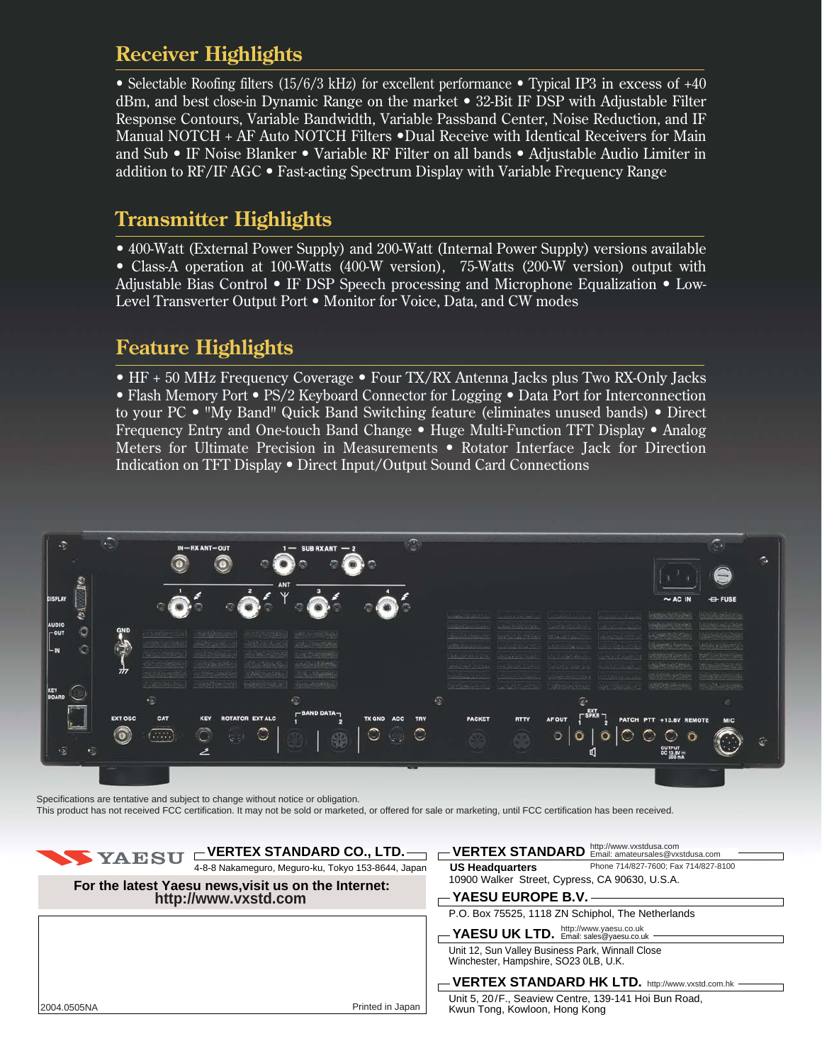## Receiver Highlights

• Selectable Roofing filters (15/6/3 kHz) for excellent performance • Typical IP3 in excess of +40 dBm, and best close-in Dynamic Range on the market • 32-Bit IF DSP with Adjustable Filter Response Contours, Variable Bandwidth, Variable Passband Center, Noise Reduction, and IF Manual NOTCH + AF Auto NOTCH Filters •Dual Receive with Identical Receivers for Main and Sub • IF Noise Blanker • Variable RF Filter on all bands • Adjustable Audio Limiter in addition to RF/IF AGC • Fast-acting Spectrum Display with Variable Frequency Range

## Transmitter Highlights

• 400-Watt (External Power Supply) and 200-Watt (Internal Power Supply) versions available • Class-A operation at 100-Watts (400-W version), 75-Watts (200-W version) output with Adjustable Bias Control • IF DSP Speech processing and Microphone Equalization • Low-Level Transverter Output Port • Monitor for Voice, Data, and CW modes

## Feature Highlights

• HF + 50 MHz Frequency Coverage • Four TX/RX Antenna Jacks plus Two RX-Only Jacks • Flash Memory Port • PS/2 Keyboard Connector for Logging • Data Port for Interconnection to your PC • "My Band" Quick Band Switching feature (eliminates unused bands) • Direct Frequency Entry and One-touch Band Change • Huge Multi-Function TFT Display • Analog Meters for Ultimate Precision in Measurements • Rotator Interface Jack for Direction Indication on TFT Display • Direct Input/Output Sound Card Connections

Specifications are tentative and subject to change without notice or obligation.
This product has not received FCC certification. It may not be sold or marketed, or offered for sale or marketing, until FCC certification has been received.

**YAESU**

**VERTEX STANDARD CO., LTD.**
4-8-8 Nakameguro, Meguro-ku, Tokyo 153-8644, Japan

**For the latest Yaesu news,visit us on the Internet:**
**http://www.vxstd.com**

**VERTEX STANDARD** http://www.vxstdusa.com Email: amateursales@vxstdusa.com
**US Headquarters** Phone 714/827-7600; Fax 714/827-8100
10900 Walker Street, Cypress, CA 90630, U.S.A.

**YAESU EUROPE B.V.**
P.O. Box 75525, 1118 ZN Schiphol, The Netherlands

**YAESU UK LTD.** http://www.yaesu.co.uk Email: sales@yaesu.co.uk
Unit 12, Sun Valley Business Park, Winnall Close
Winchester, Hampshire, SO23 0LB, U.K.

**VERTEX STANDARD HK LTD.** http://www.vxstd.com.hk
Unit 5, 20/F., Seaview Centre, 139-141 Hoi Bun Road,
Kwun Tong, Kowloon, Hong Kong

2004.0505NA

Printed in Japan